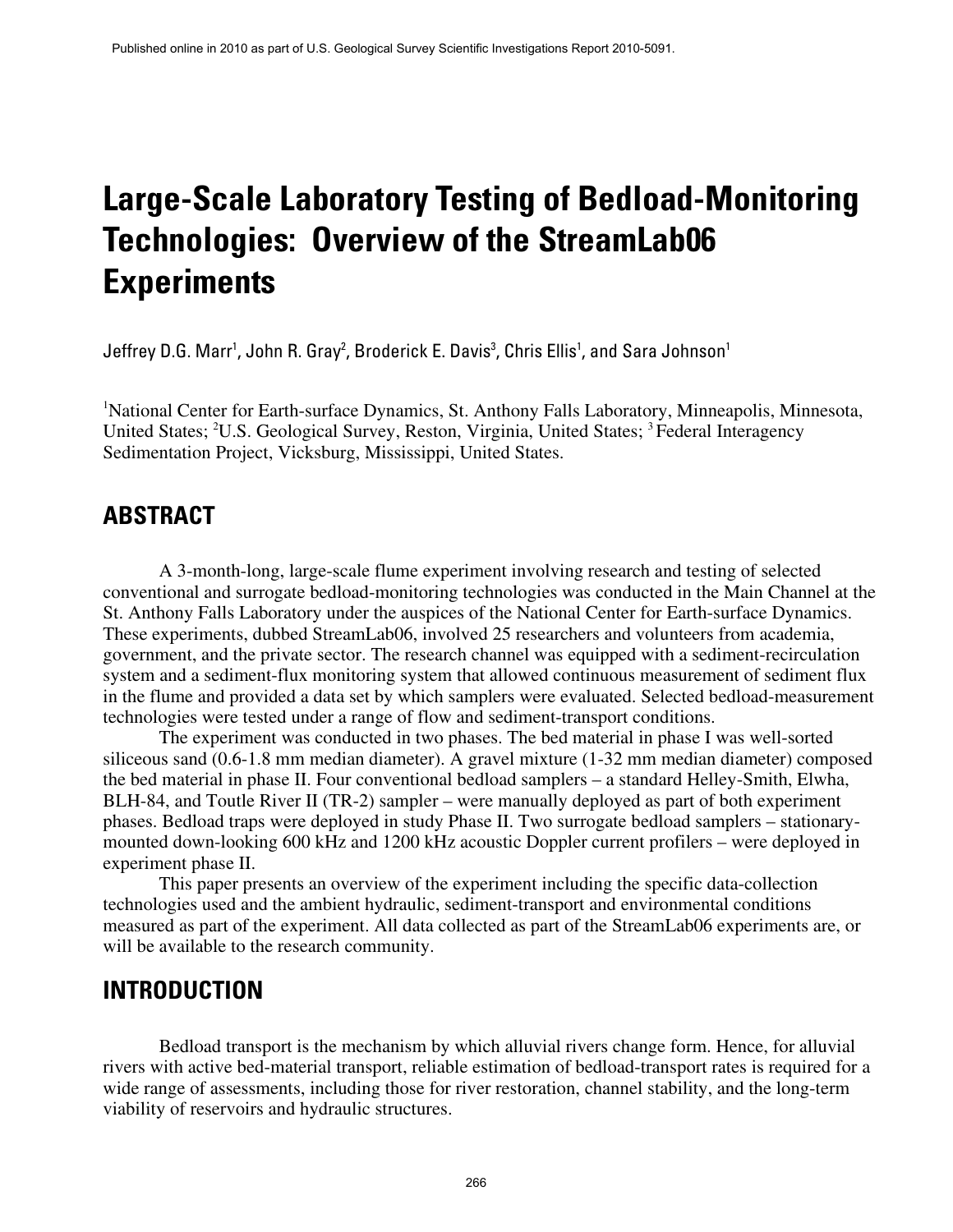Published online in 2010 as part of U.S. Geological Survey Scientific Investigations Report 2010-5091.

# Large-Scale Laboratory Testing of Bedload-Monitoring Technologies: Overview of the StreamLab06 Experiments

Jeffrey D.G. Marr[1], John R. Gray[2], Broderick E. Davis[3], Chris Ellis[1], and Sara Johnson[1]

[1]National Center for Earth-surface Dynamics, St. Anthony Falls Laboratory, Minneapolis, Minnesota, United States; [2]U.S. Geological Survey, Reston, Virginia, United States; [3]Federal Interagency Sedimentation Project, Vicksburg, Mississippi, United States.

## ABSTRACT

A 3-month-long, large-scale flume experiment involving research and testing of selected conventional and surrogate bedload-monitoring technologies was conducted in the Main Channel at the St. Anthony Falls Laboratory under the auspices of the National Center for Earth-surface Dynamics. These experiments, dubbed StreamLab06, involved 25 researchers and volunteers from academia, government, and the private sector. The research channel was equipped with a sediment-recirculation system and a sediment-flux monitoring system that allowed continuous measurement of sediment flux in the flume and provided a data set by which samplers were evaluated. Selected bedload-measurement technologies were tested under a range of flow and sediment-transport conditions.

The experiment was conducted in two phases. The bed material in phase I was well-sorted siliceous sand (0.6-1.8 mm median diameter). A gravel mixture (1-32 mm median diameter) composed the bed material in phase II. Four conventional bedload samplers – a standard Helley-Smith, Elwha, BLH-84, and Toutle River II (TR-2) sampler – were manually deployed as part of both experiment phases. Bedload traps were deployed in study Phase II. Two surrogate bedload samplers – stationary-mounted down-looking 600 kHz and 1200 kHz acoustic Doppler current profilers – were deployed in experiment phase II.

This paper presents an overview of the experiment including the specific data-collection technologies used and the ambient hydraulic, sediment-transport and environmental conditions measured as part of the experiment. All data collected as part of the StreamLab06 experiments are, or will be available to the research community.

## INTRODUCTION

Bedload transport is the mechanism by which alluvial rivers change form. Hence, for alluvial rivers with active bed-material transport, reliable estimation of bedload-transport rates is required for a wide range of assessments, including those for river restoration, channel stability, and the long-term viability of reservoirs and hydraulic structures.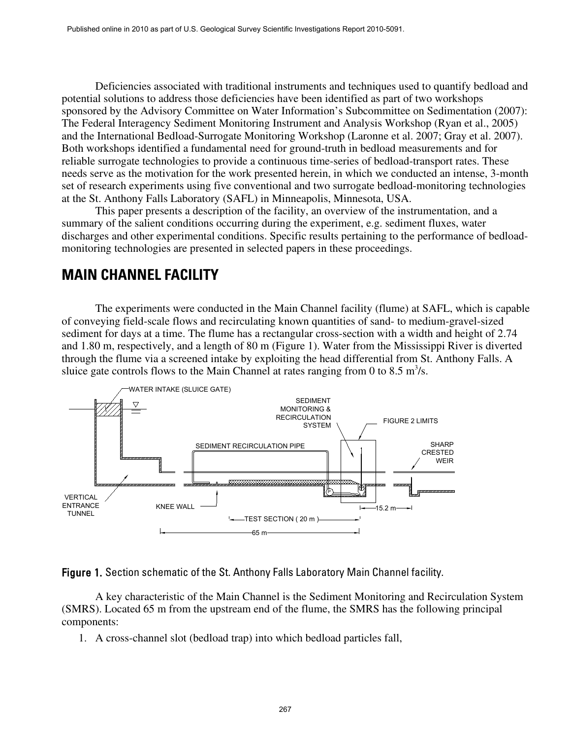Deficiencies associated with traditional instruments and techniques used to quantify bedload and potential solutions to address those deficiencies have been identified as part of two workshops sponsored by the Advisory Committee on Water Information's Subcommittee on Sedimentation (2007): The Federal Interagency Sediment Monitoring Instrument and Analysis Workshop (Ryan et al., 2005) and the International Bedload-Surrogate Monitoring Workshop (Laronne et al. 2007; Gray et al. 2007). Both workshops identified a fundamental need for ground-truth in bedload measurements and for reliable surrogate technologies to provide a continuous time-series of bedload-transport rates. These needs serve as the motivation for the work presented herein, in which we conducted an intense, 3-month set of research experiments using five conventional and two surrogate bedload-monitoring technologies at the St. Anthony Falls Laboratory (SAFL) in Minneapolis, Minnesota, USA.

This paper presents a description of the facility, an overview of the instrumentation, and a summary of the salient conditions occurring during the experiment, e.g. sediment fluxes, water discharges and other experimental conditions. Specific results pertaining to the performance of bedload-monitoring technologies are presented in selected papers in these proceedings.

## MAIN CHANNEL FACILITY

The experiments were conducted in the Main Channel facility (flume) at SAFL, which is capable of conveying field-scale flows and recirculating known quantities of sand- to medium-gravel-sized sediment for days at a time. The flume has a rectangular cross-section with a width and height of 2.74 and 1.80 m, respectively, and a length of 80 m (Figure 1). Water from the Mississippi River is diverted through the flume via a screened intake by exploiting the head differential from St. Anthony Falls. A sluice gate controls flows to the Main Channel at rates ranging from 0 to 8.5 $m^3$/s.

WATER INTAKE (SLUICE GATE) | SEDIMENT MONITORING & RECIRCULATION SYSTEM | FIGURE 2 LIMITS | SEDIMENT RECIRCULATION PIPE | SHARP CRESTED WEIR | VERTICAL ENTRANCE TUNNEL | KNEE WALL | 15.2 m | TEST SECTION ( 20 m ) | 65 m

**Figure 1.** Section schematic of the St. Anthony Falls Laboratory Main Channel facility.

A key characteristic of the Main Channel is the Sediment Monitoring and Recirculation System (SMRS). Located 65 m from the upstream end of the flume, the SMRS has the following principal components:

1. A cross-channel slot (bedload trap) into which bedload particles fall,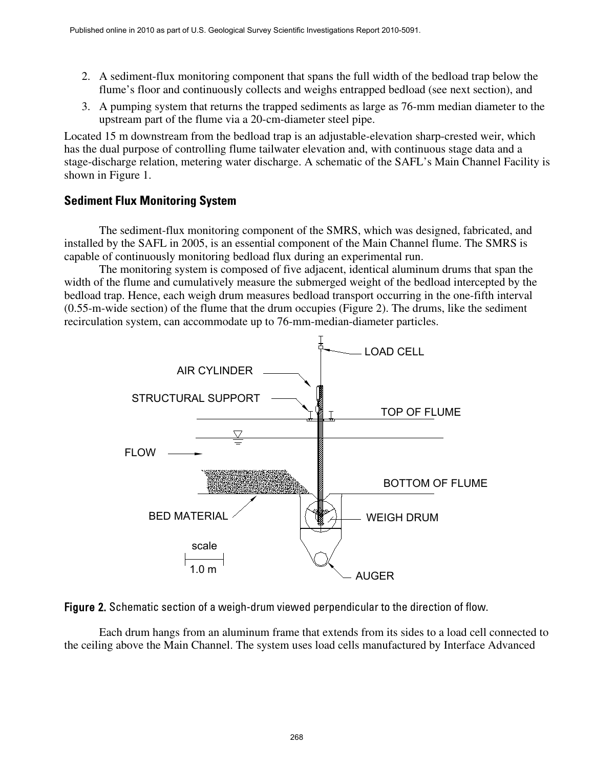2. A sediment-flux monitoring component that spans the full width of the bedload trap below the flume's floor and continuously collects and weighs entrapped bedload (see next section), and
3. A pumping system that returns the trapped sediments as large as 76-mm median diameter to the upstream part of the flume via a 20-cm-diameter steel pipe.

Located 15 m downstream from the bedload trap is an adjustable-elevation sharp-crested weir, which has the dual purpose of controlling flume tailwater elevation and, with continuous stage data and a stage-discharge relation, metering water discharge. A schematic of the SAFL's Main Channel Facility is shown in Figure 1.

## Sediment Flux Monitoring System

The sediment-flux monitoring component of the SMRS, which was designed, fabricated, and installed by the SAFL in 2005, is an essential component of the Main Channel flume. The SMRS is capable of continuously monitoring bedload flux during an experimental run.

The monitoring system is composed of five adjacent, identical aluminum drums that span the width of the flume and cumulatively measure the submerged weight of the bedload intercepted by the bedload trap. Hence, each weigh drum measures bedload transport occurring in the one-fifth interval (0.55-m-wide section) of the flume that the drum occupies (Figure 2). The drums, like the sediment recirculation system, can accommodate up to 76-mm-median-diameter particles.

**Figure 2.** Schematic section of a weigh-drum viewed perpendicular to the direction of flow.

Each drum hangs from an aluminum frame that extends from its sides to a load cell connected to the ceiling above the Main Channel. The system uses load cells manufactured by Interface Advanced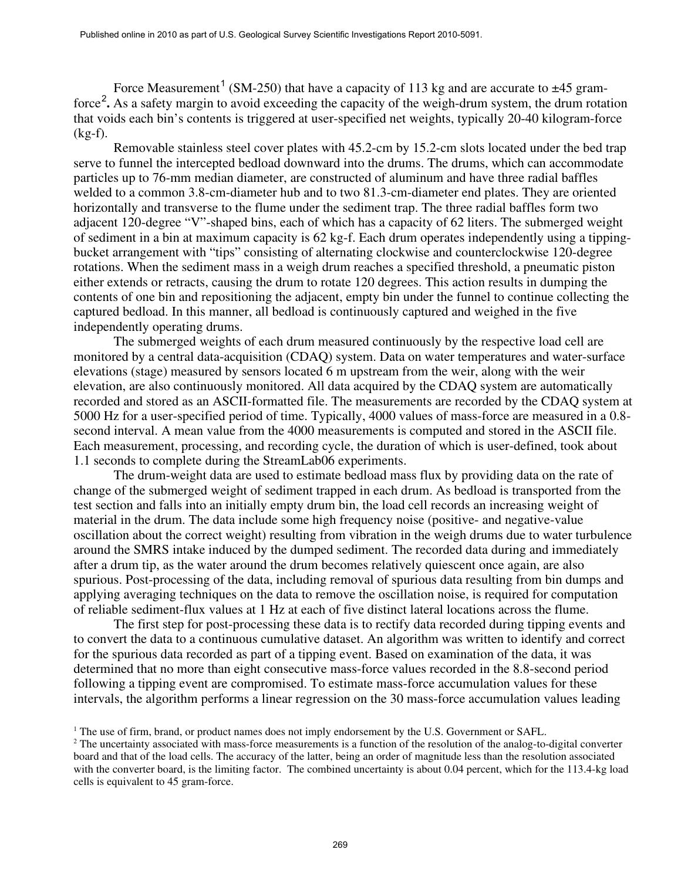Force Measurement[1] (SM-250) that have a capacity of 113 kg and are accurate to ±45 gram-force[2]**.** As a safety margin to avoid exceeding the capacity of the weigh-drum system, the drum rotation that voids each bin's contents is triggered at user-specified net weights, typically 20-40 kilogram-force (kg-f).

Removable stainless steel cover plates with 45.2-cm by 15.2-cm slots located under the bed trap serve to funnel the intercepted bedload downward into the drums. The drums, which can accommodate particles up to 76-mm median diameter, are constructed of aluminum and have three radial baffles welded to a common 3.8-cm-diameter hub and to two 81.3-cm-diameter end plates. They are oriented horizontally and transverse to the flume under the sediment trap. The three radial baffles form two adjacent 120-degree "V"-shaped bins, each of which has a capacity of 62 liters. The submerged weight of sediment in a bin at maximum capacity is 62 kg-f. Each drum operates independently using a tipping-bucket arrangement with "tips" consisting of alternating clockwise and counterclockwise 120-degree rotations. When the sediment mass in a weigh drum reaches a specified threshold, a pneumatic piston either extends or retracts, causing the drum to rotate 120 degrees. This action results in dumping the contents of one bin and repositioning the adjacent, empty bin under the funnel to continue collecting the captured bedload. In this manner, all bedload is continuously captured and weighed in the five independently operating drums.

The submerged weights of each drum measured continuously by the respective load cell are monitored by a central data-acquisition (CDAQ) system. Data on water temperatures and water-surface elevations (stage) measured by sensors located 6 m upstream from the weir, along with the weir elevation, are also continuously monitored. All data acquired by the CDAQ system are automatically recorded and stored as an ASCII-formatted file. The measurements are recorded by the CDAQ system at 5000 Hz for a user-specified period of time. Typically, 4000 values of mass-force are measured in a 0.8-second interval. A mean value from the 4000 measurements is computed and stored in the ASCII file. Each measurement, processing, and recording cycle, the duration of which is user-defined, took about 1.1 seconds to complete during the StreamLab06 experiments.

The drum-weight data are used to estimate bedload mass flux by providing data on the rate of change of the submerged weight of sediment trapped in each drum. As bedload is transported from the test section and falls into an initially empty drum bin, the load cell records an increasing weight of material in the drum. The data include some high frequency noise (positive- and negative-value oscillation about the correct weight) resulting from vibration in the weigh drums due to water turbulence around the SMRS intake induced by the dumped sediment. The recorded data during and immediately after a drum tip, as the water around the drum becomes relatively quiescent once again, are also spurious. Post-processing of the data, including removal of spurious data resulting from bin dumps and applying averaging techniques on the data to remove the oscillation noise, is required for computation of reliable sediment-flux values at 1 Hz at each of five distinct lateral locations across the flume.

The first step for post-processing these data is to rectify data recorded during tipping events and to convert the data to a continuous cumulative dataset. An algorithm was written to identify and correct for the spurious data recorded as part of a tipping event. Based on examination of the data, it was determined that no more than eight consecutive mass-force values recorded in the 8.8-second period following a tipping event are compromised. To estimate mass-force accumulation values for these intervals, the algorithm performs a linear regression on the 30 mass-force accumulation values leading

[1] The use of firm, brand, or product names does not imply endorsement by the U.S. Government or SAFL.

[2] The uncertainty associated with mass-force measurements is a function of the resolution of the analog-to-digital converter board and that of the load cells. The accuracy of the latter, being an order of magnitude less than the resolution associated with the converter board, is the limiting factor. The combined uncertainty is about 0.04 percent, which for the 113.4-kg load cells is equivalent to 45 gram-force.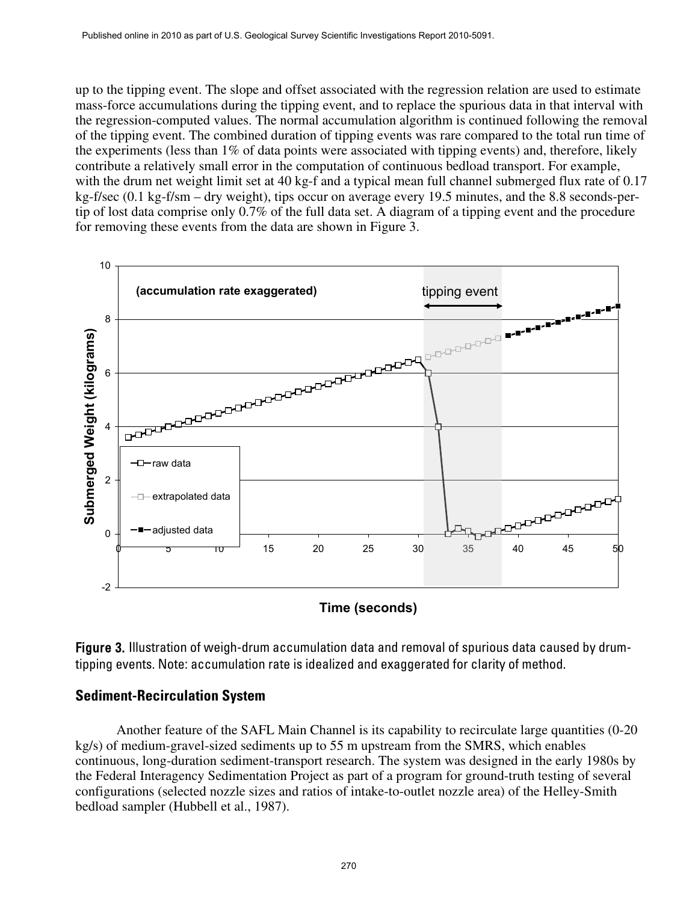up to the tipping event. The slope and offset associated with the regression relation are used to estimate mass-force accumulations during the tipping event, and to replace the spurious data in that interval with the regression-computed values. The normal accumulation algorithm is continued following the removal of the tipping event. The combined duration of tipping events was rare compared to the total run time of the experiments (less than 1% of data points were associated with tipping events) and, therefore, likely contribute a relatively small error in the computation of continuous bedload transport. For example, with the drum net weight limit set at 40 kg-f and a typical mean full channel submerged flux rate of 0.17 kg-f/sec (0.1 kg-f/sm – dry weight), tips occur on average every 19.5 minutes, and the 8.8 seconds-per-tip of lost data comprise only 0.7% of the full data set. A diagram of a tipping event and the procedure for removing these events from the data are shown in Figure 3.

**Figure 3.** Illustration of weigh-drum accumulation data and removal of spurious data caused by drum-tipping events. Note: accumulation rate is idealized and exaggerated for clarity of method.

## Sediment-Recirculation System

Another feature of the SAFL Main Channel is its capability to recirculate large quantities (0-20 kg/s) of medium-gravel-sized sediments up to 55 m upstream from the SMRS, which enables continuous, long-duration sediment-transport research. The system was designed in the early 1980s by the Federal Interagency Sedimentation Project as part of a program for ground-truth testing of several configurations (selected nozzle sizes and ratios of intake-to-outlet nozzle area) of the Helley-Smith bedload sampler (Hubbell et al., 1987).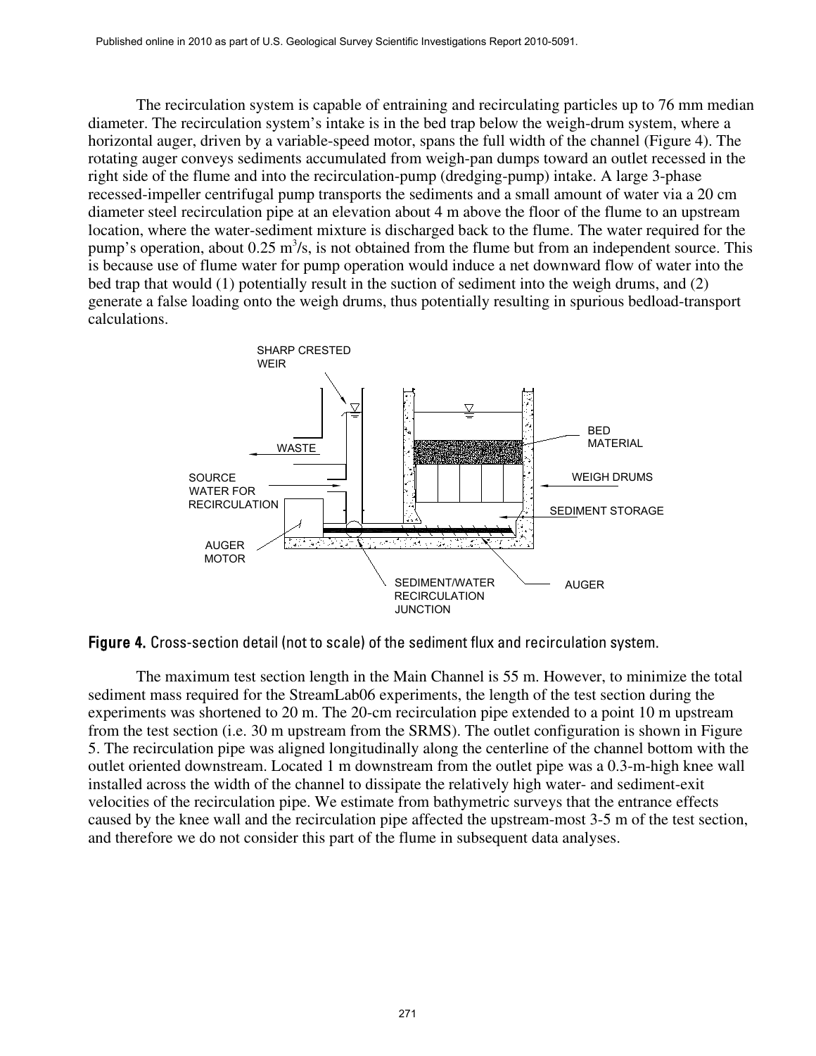The recirculation system is capable of entraining and recirculating particles up to 76 mm median diameter. The recirculation system's intake is in the bed trap below the weigh-drum system, where a horizontal auger, driven by a variable-speed motor, spans the full width of the channel (Figure 4). The rotating auger conveys sediments accumulated from weigh-pan dumps toward an outlet recessed in the right side of the flume and into the recirculation-pump (dredging-pump) intake. A large 3-phase recessed-impeller centrifugal pump transports the sediments and a small amount of water via a 20 cm diameter steel recirculation pipe at an elevation about 4 m above the floor of the flume to an upstream location, where the water-sediment mixture is discharged back to the flume. The water required for the pump's operation, about 0.25 $m^3/s$, is not obtained from the flume but from an independent source. This is because use of flume water for pump operation would induce a net downward flow of water into the bed trap that would (1) potentially result in the suction of sediment into the weigh drums, and (2) generate a false loading onto the weigh drums, thus potentially resulting in spurious bedload-transport calculations.

**Figure 4.** Cross-section detail (not to scale) of the sediment flux and recirculation system.

The maximum test section length in the Main Channel is 55 m. However, to minimize the total sediment mass required for the StreamLab06 experiments, the length of the test section during the experiments was shortened to 20 m. The 20-cm recirculation pipe extended to a point 10 m upstream from the test section (i.e. 30 m upstream from the SRMS). The outlet configuration is shown in Figure 5. The recirculation pipe was aligned longitudinally along the centerline of the channel bottom with the outlet oriented downstream. Located 1 m downstream from the outlet pipe was a 0.3-m-high knee wall installed across the width of the channel to dissipate the relatively high water- and sediment-exit velocities of the recirculation pipe. We estimate from bathymetric surveys that the entrance effects caused by the knee wall and the recirculation pipe affected the upstream-most 3-5 m of the test section, and therefore we do not consider this part of the flume in subsequent data analyses.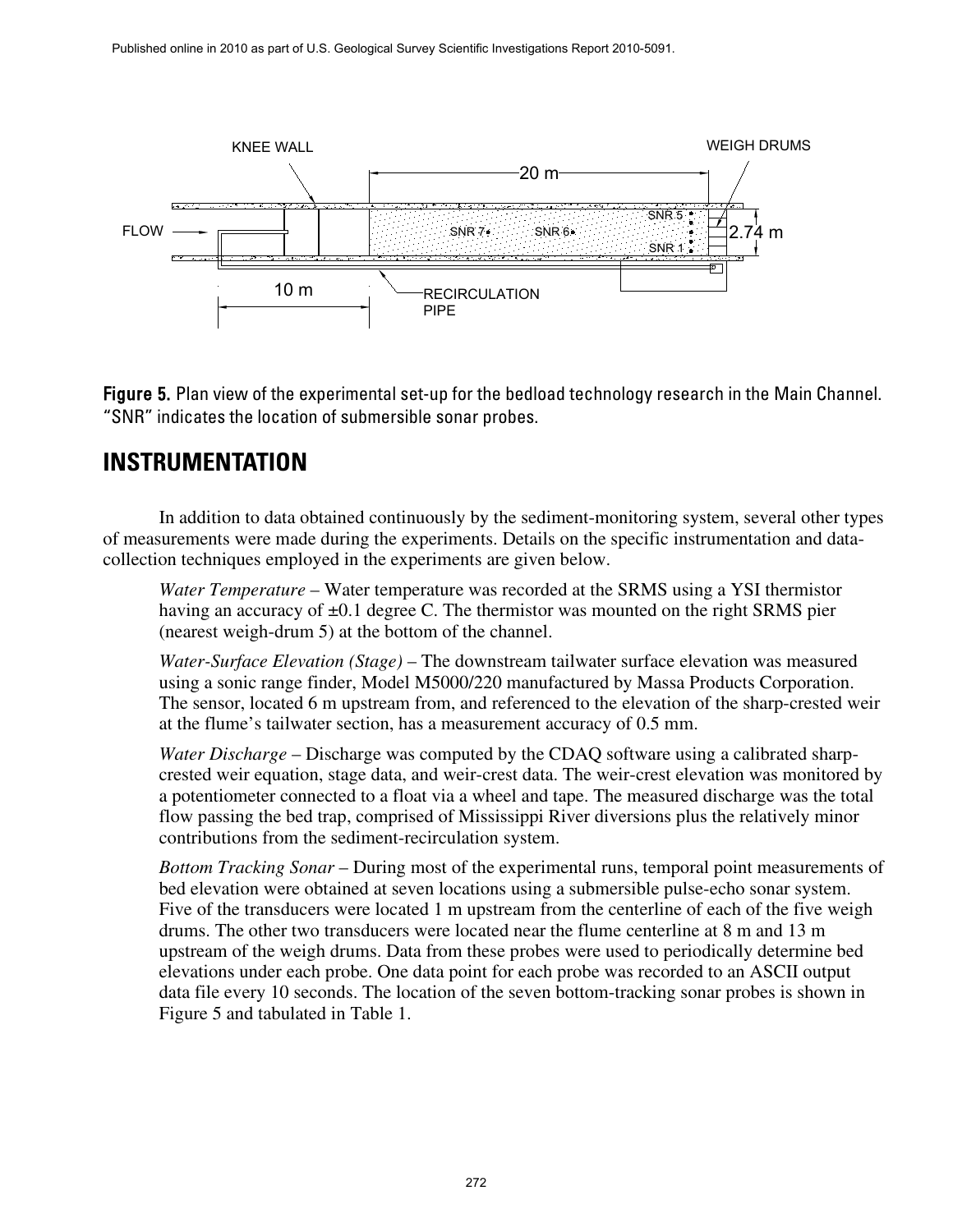Figure 5. Plan view of the experimental set-up for the bedload technology research in the Main Channel. "SNR" indicates the location of submersible sonar probes.

## INSTRUMENTATION

In addition to data obtained continuously by the sediment-monitoring system, several other types of measurements were made during the experiments. Details on the specific instrumentation and data-collection techniques employed in the experiments are given below.

*Water Temperature* – Water temperature was recorded at the SRMS using a YSI thermistor having an accuracy of ±0.1 degree C. The thermistor was mounted on the right SRMS pier (nearest weigh-drum 5) at the bottom of the channel.

*Water-Surface Elevation (Stage)* – The downstream tailwater surface elevation was measured using a sonic range finder, Model M5000/220 manufactured by Massa Products Corporation. The sensor, located 6 m upstream from, and referenced to the elevation of the sharp-crested weir at the flume's tailwater section, has a measurement accuracy of 0.5 mm.

*Water Discharge* – Discharge was computed by the CDAQ software using a calibrated sharp-crested weir equation, stage data, and weir-crest data. The weir-crest elevation was monitored by a potentiometer connected to a float via a wheel and tape. The measured discharge was the total flow passing the bed trap, comprised of Mississippi River diversions plus the relatively minor contributions from the sediment-recirculation system.

*Bottom Tracking Sonar* – During most of the experimental runs, temporal point measurements of bed elevation were obtained at seven locations using a submersible pulse-echo sonar system. Five of the transducers were located 1 m upstream from the centerline of each of the five weigh drums. The other two transducers were located near the flume centerline at 8 m and 13 m upstream of the weigh drums. Data from these probes were used to periodically determine bed elevations under each probe. One data point for each probe was recorded to an ASCII output data file every 10 seconds. The location of the seven bottom-tracking sonar probes is shown in Figure 5 and tabulated in Table 1.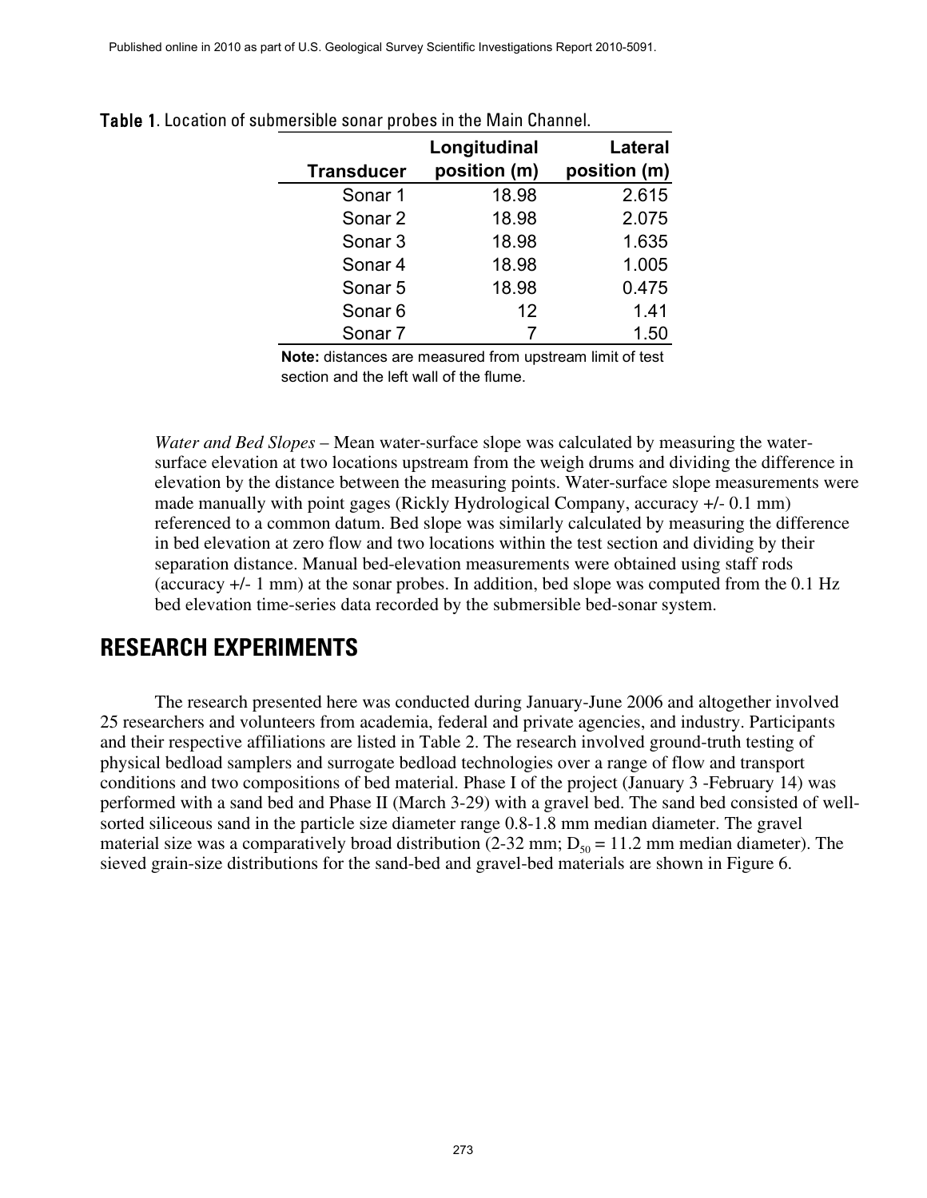**Table 1**. Location of submersible sonar probes in the Main Channel.

| Transducer | Longitudinal position (m) | Lateral position (m) |
|---|---|---|
| Sonar 1 | 18.98 | 2.615 |
| Sonar 2 | 18.98 | 2.075 |
| Sonar 3 | 18.98 | 1.635 |
| Sonar 4 | 18.98 | 1.005 |
| Sonar 5 | 18.98 | 0.475 |
| Sonar 6 | 12 | 1.41 |
| Sonar 7 | 7 | 1.50 |

**Note:** distances are measured from upstream limit of test section and the left wall of the flume.

*Water and Bed Slopes* – Mean water-surface slope was calculated by measuring the water-surface elevation at two locations upstream from the weigh drums and dividing the difference in elevation by the distance between the measuring points. Water-surface slope measurements were made manually with point gages (Rickly Hydrological Company, accuracy +/- 0.1 mm) referenced to a common datum. Bed slope was similarly calculated by measuring the difference in bed elevation at zero flow and two locations within the test section and dividing by their separation distance. Manual bed-elevation measurements were obtained using staff rods (accuracy +/- 1 mm) at the sonar probes. In addition, bed slope was computed from the 0.1 Hz bed elevation time-series data recorded by the submersible bed-sonar system.

## RESEARCH EXPERIMENTS

The research presented here was conducted during January-June 2006 and altogether involved 25 researchers and volunteers from academia, federal and private agencies, and industry. Participants and their respective affiliations are listed in Table 2. The research involved ground-truth testing of physical bedload samplers and surrogate bedload technologies over a range of flow and transport conditions and two compositions of bed material. Phase I of the project (January 3 -February 14) was performed with a sand bed and Phase II (March 3-29) with a gravel bed. The sand bed consisted of well-sorted siliceous sand in the particle size diameter range 0.8-1.8 mm median diameter. The gravel material size was a comparatively broad distribution (2-32 mm; $D_{50}$ = 11.2 mm median diameter). The sieved grain-size distributions for the sand-bed and gravel-bed materials are shown in Figure 6.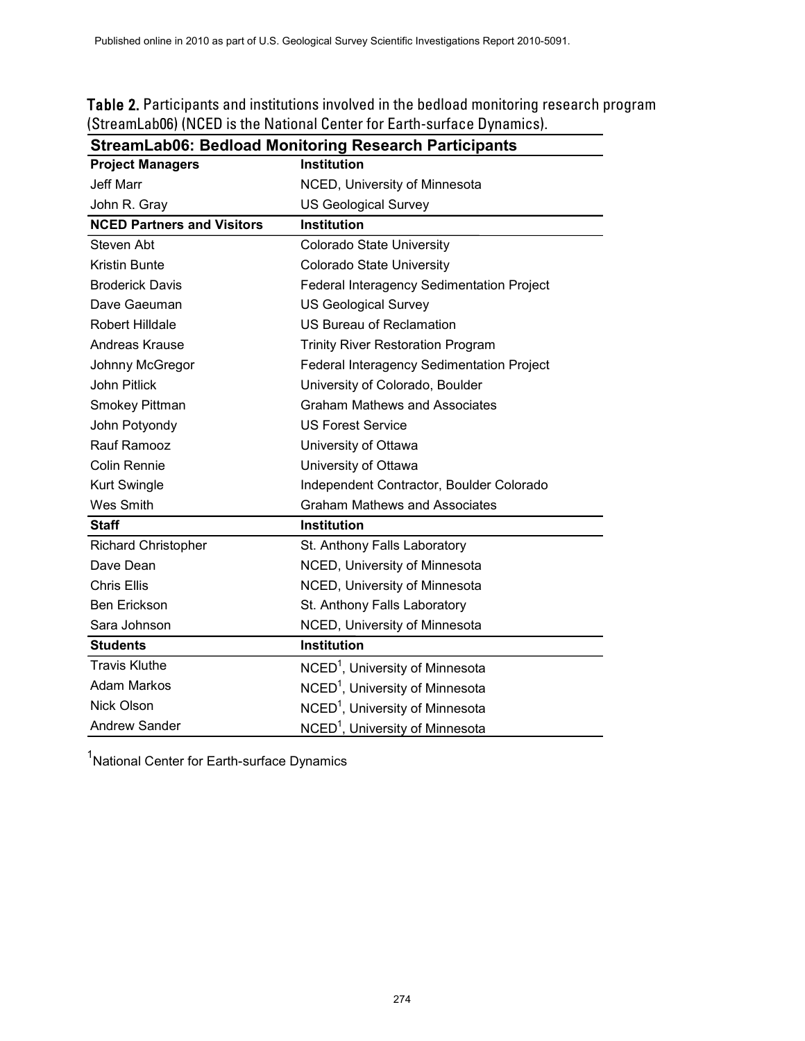**Table 2.** Participants and institutions involved in the bedload monitoring research program (StreamLab06) (NCED is the National Center for Earth-surface Dynamics).

| **StreamLab06: Bedload Monitoring Research Participants** | |
|---|---|
| **Project Managers** | **Institution** |
| Jeff Marr | NCED, University of Minnesota |
| John R. Gray | US Geological Survey |
| **NCED Partners and Visitors** | **Institution** |
| Steven Abt | Colorado State University |
| Kristin Bunte | Colorado State University |
| Broderick Davis | Federal Interagency Sedimentation Project |
| Dave Gaeuman | US Geological Survey |
| Robert Hilldale | US Bureau of Reclamation |
| Andreas Krause | Trinity River Restoration Program |
| Johnny McGregor | Federal Interagency Sedimentation Project |
| John Pitlick | University of Colorado, Boulder |
| Smokey Pittman | Graham Mathews and Associates |
| John Potyondy | US Forest Service |
| Rauf Ramooz | University of Ottawa |
| Colin Rennie | University of Ottawa |
| Kurt Swingle | Independent Contractor, Boulder Colorado |
| Wes Smith | Graham Mathews and Associates |
| **Staff** | **Institution** |
| Richard Christopher | St. Anthony Falls Laboratory |
| Dave Dean | NCED, University of Minnesota |
| Chris Ellis | NCED, University of Minnesota |
| Ben Erickson | St. Anthony Falls Laboratory |
| Sara Johnson | NCED, University of Minnesota |
| **Students** | **Institution** |
| Travis Kluthe | NCED[1], University of Minnesota |
| Adam Markos | NCED[1], University of Minnesota |
| Nick Olson | NCED[1], University of Minnesota |
| Andrew Sander | NCED[1], University of Minnesota |

[1]National Center for Earth-surface Dynamics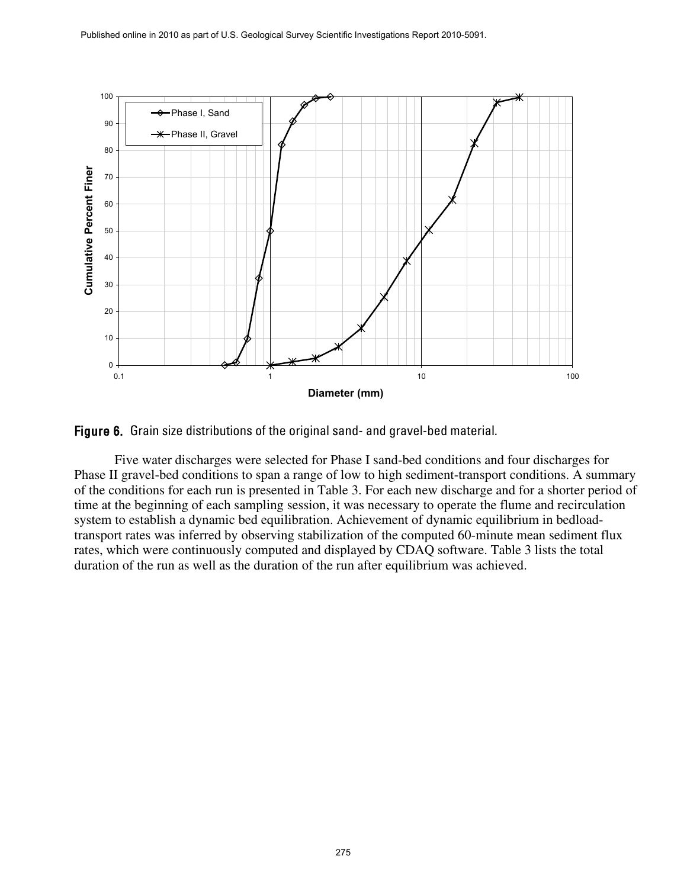**Figure 6.** Grain size distributions of the original sand- and gravel-bed material.

Five water discharges were selected for Phase I sand-bed conditions and four discharges for Phase II gravel-bed conditions to span a range of low to high sediment-transport conditions. A summary of the conditions for each run is presented in Table 3. For each new discharge and for a shorter period of time at the beginning of each sampling session, it was necessary to operate the flume and recirculation system to establish a dynamic bed equilibration. Achievement of dynamic equilibrium in bedload-transport rates was inferred by observing stabilization of the computed 60-minute mean sediment flux rates, which were continuously computed and displayed by CDAQ software. Table 3 lists the total duration of the run as well as the duration of the run after equilibrium was achieved.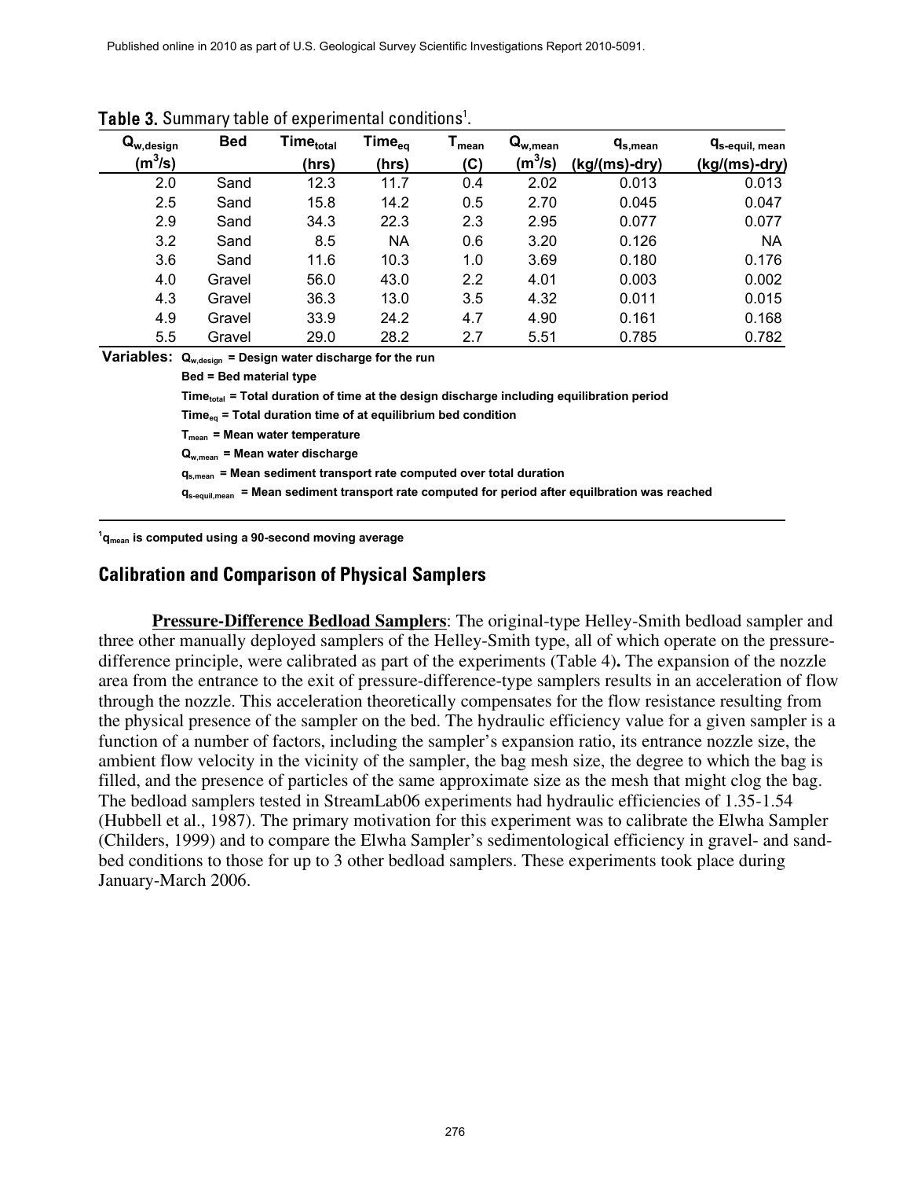**Table 3.** Summary table of experimental conditions[1].

| $Q_{w,design}$ ($m^3$/s) | Bed | $Time_{total}$ (hrs) | $Time_{eq}$ (hrs) | $T_{mean}$ (C) | $Q_{w,mean}$ ($m^3$/s) | $q_{s,mean}$ (kg/(ms)-dry) | $q_{s\text{-}equil,\,mean}$ (kg/(ms)-dry) |
|---|---|---|---|---|---|---|---|
| 2.0 | Sand | 12.3 | 11.7 | 0.4 | 2.02 | 0.013 | 0.013 |
| 2.5 | Sand | 15.8 | 14.2 | 0.5 | 2.70 | 0.045 | 0.047 |
| 2.9 | Sand | 34.3 | 22.3 | 2.3 | 2.95 | 0.077 | 0.077 |
| 3.2 | Sand | 8.5 | NA | 0.6 | 3.20 | 0.126 | NA |
| 3.6 | Sand | 11.6 | 10.3 | 1.0 | 3.69 | 0.180 | 0.176 |
| 4.0 | Gravel | 56.0 | 43.0 | 2.2 | 4.01 | 0.003 | 0.002 |
| 4.3 | Gravel | 36.3 | 13.0 | 3.5 | 4.32 | 0.011 | 0.015 |
| 4.9 | Gravel | 33.9 | 24.2 | 4.7 | 4.90 | 0.161 | 0.168 |
| 5.5 | Gravel | 29.0 | 28.2 | 2.7 | 5.51 | 0.785 | 0.782 |

**Variables:** $Q_{w,design}$ **= Design water discharge for the run**

**Bed = Bed material type**

$Time_{total}$ **= Total duration of time at the design discharge including equilibration period**

$Time_{eq}$ **= Total duration time of at equilibrium bed condition**

$T_{mean}$ **= Mean water temperature**

$Q_{w,mean}$ **= Mean water discharge**

$q_{s,mean}$ **= Mean sediment transport rate computed over total duration**

$q_{s\text{-}equil,mean}$ **= Mean sediment transport rate computed for period after equilbration was reached**

[1]**$q_{mean}$ is computed using a 90-second moving average**

## Calibration and Comparison of Physical Samplers

**Pressure-Difference Bedload Samplers**: The original-type Helley-Smith bedload sampler and three other manually deployed samplers of the Helley-Smith type, all of which operate on the pressure-difference principle, were calibrated as part of the experiments (Table 4)**.** The expansion of the nozzle area from the entrance to the exit of pressure-difference-type samplers results in an acceleration of flow through the nozzle. This acceleration theoretically compensates for the flow resistance resulting from the physical presence of the sampler on the bed. The hydraulic efficiency value for a given sampler is a function of a number of factors, including the sampler's expansion ratio, its entrance nozzle size, the ambient flow velocity in the vicinity of the sampler, the bag mesh size, the degree to which the bag is filled, and the presence of particles of the same approximate size as the mesh that might clog the bag. The bedload samplers tested in StreamLab06 experiments had hydraulic efficiencies of 1.35-1.54 (Hubbell et al., 1987). The primary motivation for this experiment was to calibrate the Elwha Sampler (Childers, 1999) and to compare the Elwha Sampler's sedimentological efficiency in gravel- and sand-bed conditions to those for up to 3 other bedload samplers. These experiments took place during January-March 2006.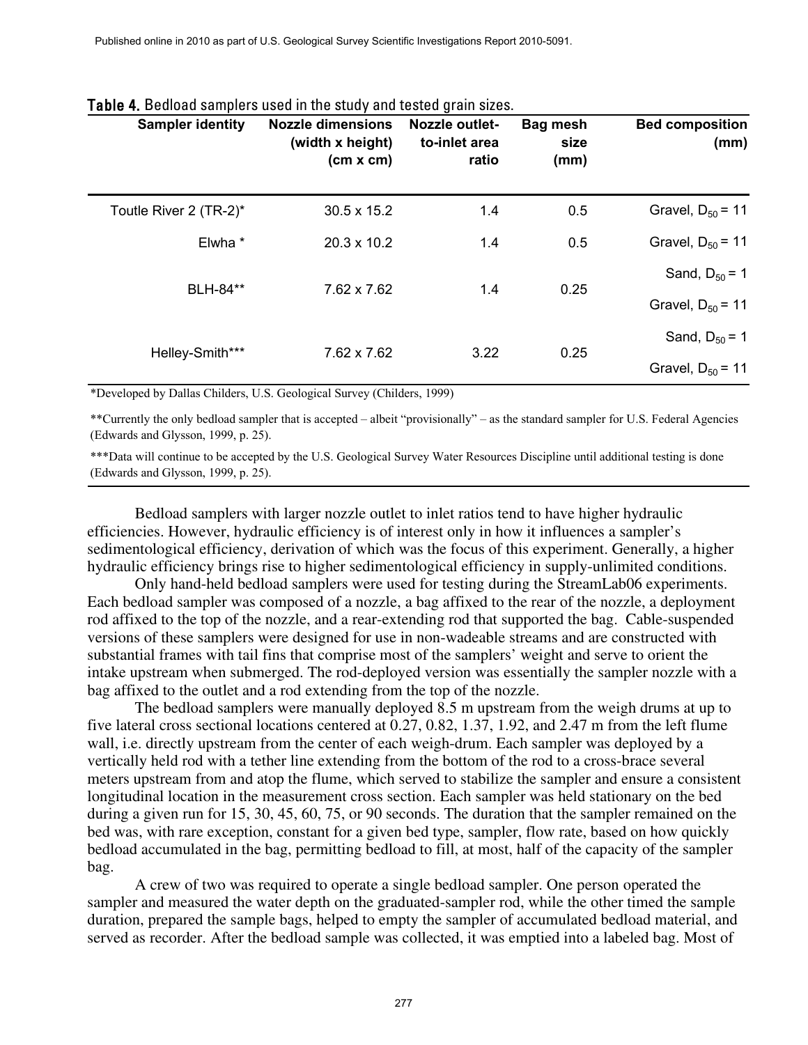**Table 4.** Bedload samplers used in the study and tested grain sizes.

| Sampler identity | Nozzle dimensions (width x height) (cm x cm) | Nozzle outlet-to-inlet area ratio | Bag mesh size (mm) | Bed composition (mm) |
|---|---|---|---|---|
| Toutle River 2 (TR-2)* | 30.5 x 15.2 | 1.4 | 0.5 | Gravel, $D_{50}$ = 11 |
| Elwha * | 20.3 x 10.2 | 1.4 | 0.5 | Gravel, $D_{50}$ = 11 |
| BLH-84** | 7.62 x 7.62 | 1.4 | 0.25 | Sand, $D_{50}$ = 1 |
| | | | | Gravel, $D_{50}$ = 11 |
| Helley-Smith*** | 7.62 x 7.62 | 3.22 | 0.25 | Sand, $D_{50}$ = 1 |
| | | | | Gravel, $D_{50}$ = 11 |

*Developed by Dallas Childers, U.S. Geological Survey (Childers, 1999)

**Currently the only bedload sampler that is accepted – albeit "provisionally" – as the standard sampler for U.S. Federal Agencies (Edwards and Glysson, 1999, p. 25).

***Data will continue to be accepted by the U.S. Geological Survey Water Resources Discipline until additional testing is done (Edwards and Glysson, 1999, p. 25).

Bedload samplers with larger nozzle outlet to inlet ratios tend to have higher hydraulic efficiencies. However, hydraulic efficiency is of interest only in how it influences a sampler's sedimentological efficiency, derivation of which was the focus of this experiment. Generally, a higher hydraulic efficiency brings rise to higher sedimentological efficiency in supply-unlimited conditions.

Only hand-held bedload samplers were used for testing during the StreamLab06 experiments. Each bedload sampler was composed of a nozzle, a bag affixed to the rear of the nozzle, a deployment rod affixed to the top of the nozzle, and a rear-extending rod that supported the bag. Cable-suspended versions of these samplers were designed for use in non-wadeable streams and are constructed with substantial frames with tail fins that comprise most of the samplers' weight and serve to orient the intake upstream when submerged. The rod-deployed version was essentially the sampler nozzle with a bag affixed to the outlet and a rod extending from the top of the nozzle.

The bedload samplers were manually deployed 8.5 m upstream from the weigh drums at up to five lateral cross sectional locations centered at 0.27, 0.82, 1.37, 1.92, and 2.47 m from the left flume wall, i.e. directly upstream from the center of each weigh-drum. Each sampler was deployed by a vertically held rod with a tether line extending from the bottom of the rod to a cross-brace several meters upstream from and atop the flume, which served to stabilize the sampler and ensure a consistent longitudinal location in the measurement cross section. Each sampler was held stationary on the bed during a given run for 15, 30, 45, 60, 75, or 90 seconds. The duration that the sampler remained on the bed was, with rare exception, constant for a given bed type, sampler, flow rate, based on how quickly bedload accumulated in the bag, permitting bedload to fill, at most, half of the capacity of the sampler bag.

A crew of two was required to operate a single bedload sampler. One person operated the sampler and measured the water depth on the graduated-sampler rod, while the other timed the sample duration, prepared the sample bags, helped to empty the sampler of accumulated bedload material, and served as recorder. After the bedload sample was collected, it was emptied into a labeled bag. Most of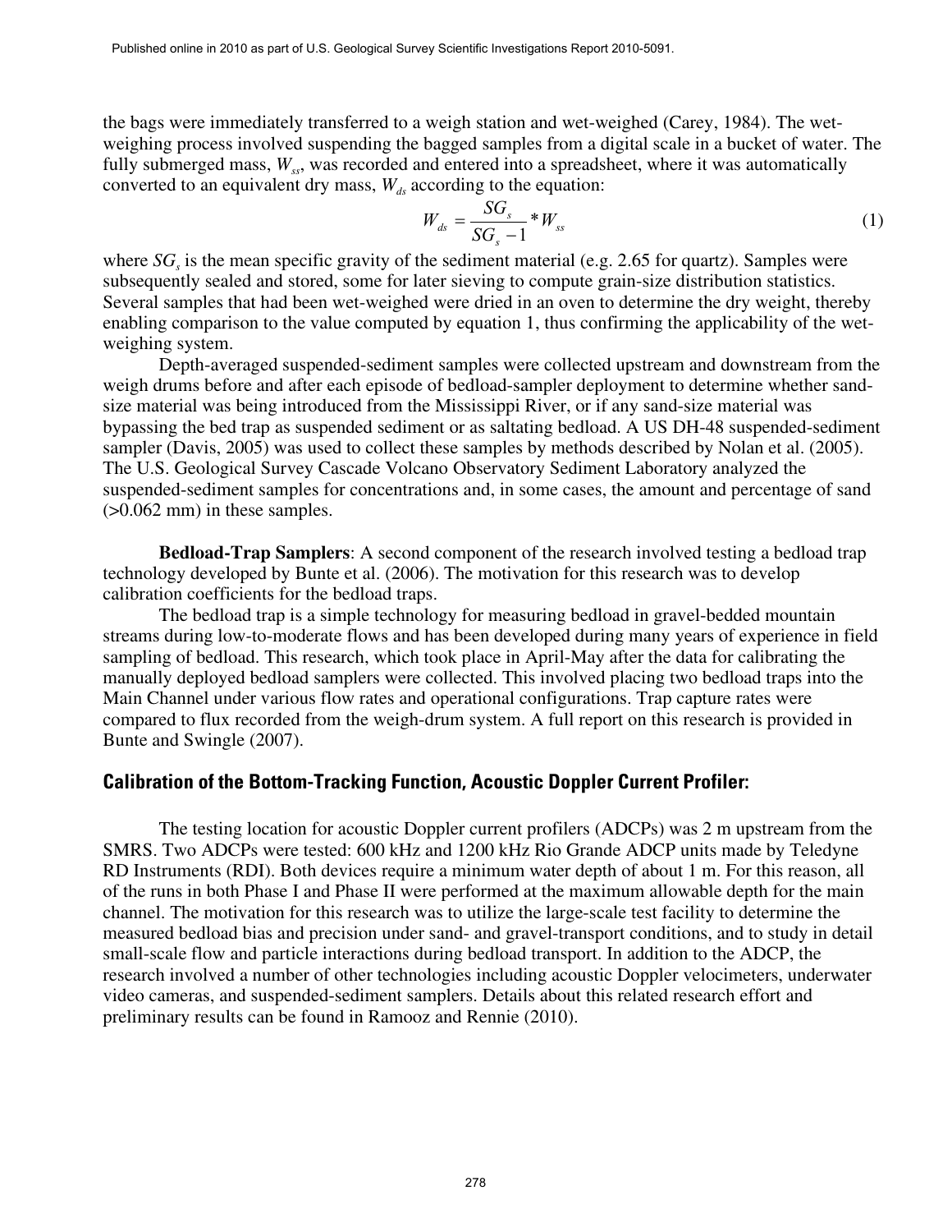the bags were immediately transferred to a weigh station and wet-weighed (Carey, 1984). The wet-weighing process involved suspending the bagged samples from a digital scale in a bucket of water. The fully submerged mass, $W_{ss}$, was recorded and entered into a spreadsheet, where it was automatically converted to an equivalent dry mass, $W_{ds}$ according to the equation:

$$W_{ds} = \frac{SG_s}{SG_s - 1} * W_{ss} \tag{1}$$

where $SG_s$ is the mean specific gravity of the sediment material (e.g. 2.65 for quartz). Samples were subsequently sealed and stored, some for later sieving to compute grain-size distribution statistics. Several samples that had been wet-weighed were dried in an oven to determine the dry weight, thereby enabling comparison to the value computed by equation 1, thus confirming the applicability of the wet-weighing system.

Depth-averaged suspended-sediment samples were collected upstream and downstream from the weigh drums before and after each episode of bedload-sampler deployment to determine whether sand-size material was being introduced from the Mississippi River, or if any sand-size material was bypassing the bed trap as suspended sediment or as saltating bedload. A US DH-48 suspended-sediment sampler (Davis, 2005) was used to collect these samples by methods described by Nolan et al. (2005). The U.S. Geological Survey Cascade Volcano Observatory Sediment Laboratory analyzed the suspended-sediment samples for concentrations and, in some cases, the amount and percentage of sand (>0.062 mm) in these samples.

**Bedload-Trap Samplers**: A second component of the research involved testing a bedload trap technology developed by Bunte et al. (2006). The motivation for this research was to develop calibration coefficients for the bedload traps.

The bedload trap is a simple technology for measuring bedload in gravel-bedded mountain streams during low-to-moderate flows and has been developed during many years of experience in field sampling of bedload. This research, which took place in April-May after the data for calibrating the manually deployed bedload samplers were collected. This involved placing two bedload traps into the Main Channel under various flow rates and operational configurations. Trap capture rates were compared to flux recorded from the weigh-drum system. A full report on this research is provided in Bunte and Swingle (2007).

## Calibration of the Bottom-Tracking Function, Acoustic Doppler Current Profiler:

The testing location for acoustic Doppler current profilers (ADCPs) was 2 m upstream from the SMRS. Two ADCPs were tested: 600 kHz and 1200 kHz Rio Grande ADCP units made by Teledyne RD Instruments (RDI). Both devices require a minimum water depth of about 1 m. For this reason, all of the runs in both Phase I and Phase II were performed at the maximum allowable depth for the main channel. The motivation for this research was to utilize the large-scale test facility to determine the measured bedload bias and precision under sand- and gravel-transport conditions, and to study in detail small-scale flow and particle interactions during bedload transport. In addition to the ADCP, the research involved a number of other technologies including acoustic Doppler velocimeters, underwater video cameras, and suspended-sediment samplers. Details about this related research effort and preliminary results can be found in Ramooz and Rennie (2010).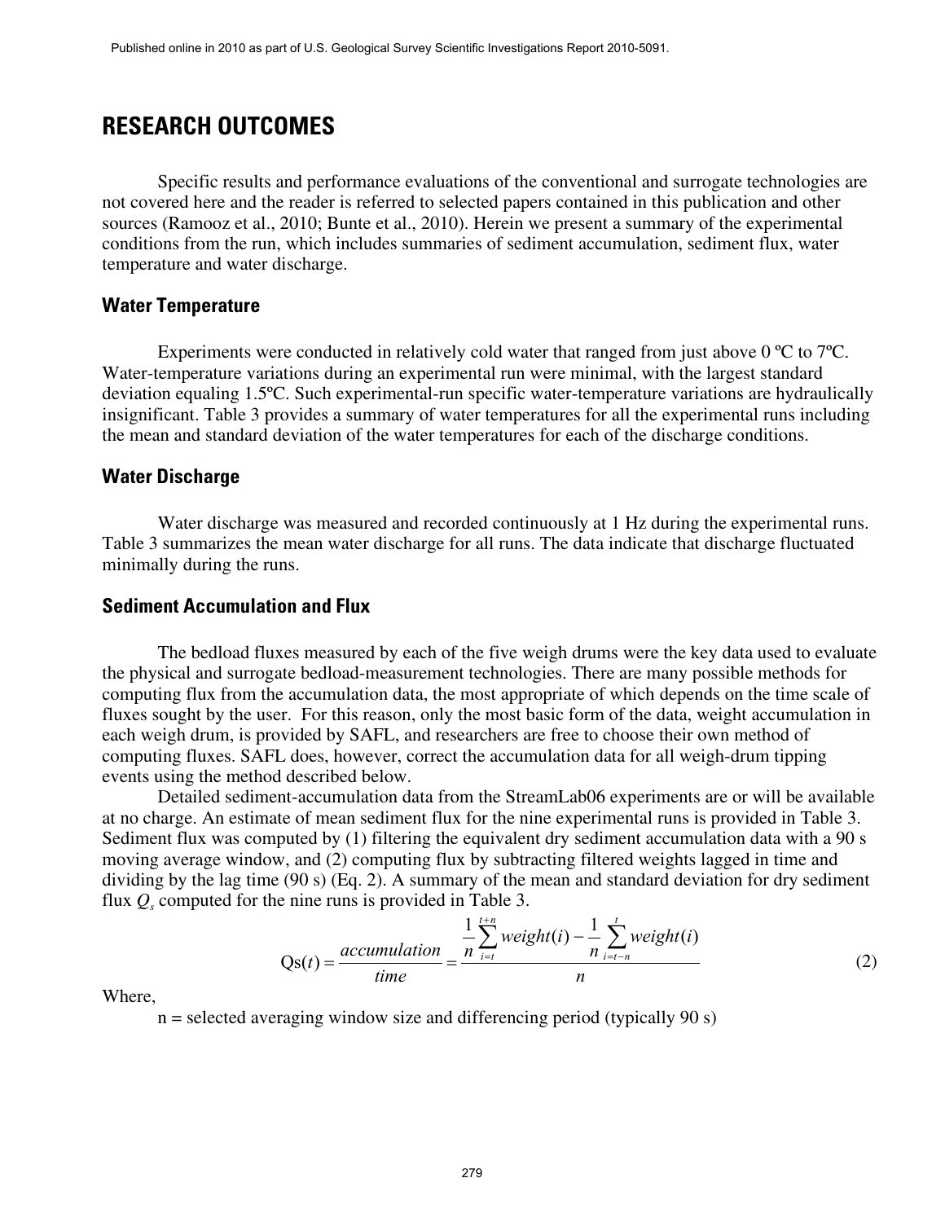# RESEARCH OUTCOMES

Specific results and performance evaluations of the conventional and surrogate technologies are not covered here and the reader is referred to selected papers contained in this publication and other sources (Ramooz et al., 2010; Bunte et al., 2010). Herein we present a summary of the experimental conditions from the run, which includes summaries of sediment accumulation, sediment flux, water temperature and water discharge.

## Water Temperature

Experiments were conducted in relatively cold water that ranged from just above 0 ºC to 7ºC. Water-temperature variations during an experimental run were minimal, with the largest standard deviation equaling 1.5ºC. Such experimental-run specific water-temperature variations are hydraulically insignificant. Table 3 provides a summary of water temperatures for all the experimental runs including the mean and standard deviation of the water temperatures for each of the discharge conditions.

## Water Discharge

Water discharge was measured and recorded continuously at 1 Hz during the experimental runs. Table 3 summarizes the mean water discharge for all runs. The data indicate that discharge fluctuated minimally during the runs.

## Sediment Accumulation and Flux

The bedload fluxes measured by each of the five weigh drums were the key data used to evaluate the physical and surrogate bedload-measurement technologies. There are many possible methods for computing flux from the accumulation data, the most appropriate of which depends on the time scale of fluxes sought by the user. For this reason, only the most basic form of the data, weight accumulation in each weigh drum, is provided by SAFL, and researchers are free to choose their own method of computing fluxes. SAFL does, however, correct the accumulation data for all weigh-drum tipping events using the method described below.

Detailed sediment-accumulation data from the StreamLab06 experiments are or will be available at no charge. An estimate of mean sediment flux for the nine experimental runs is provided in Table 3. Sediment flux was computed by (1) filtering the equivalent dry sediment accumulation data with a 90 s moving average window, and (2) computing flux by subtracting filtered weights lagged in time and dividing by the lag time (90 s) (Eq. 2). A summary of the mean and standard deviation for dry sediment flux $Q_s$ computed for the nine runs is provided in Table 3.

$$\mathrm{Qs}(t) = \frac{accumulation}{time} = \frac{\frac{1}{n}\sum_{i=t}^{t+n} weight(i) - \frac{1}{n}\sum_{i=t-n}^{t} weight(i)}{n} \tag{2}$$

Where,

n = selected averaging window size and differencing period (typically 90 s)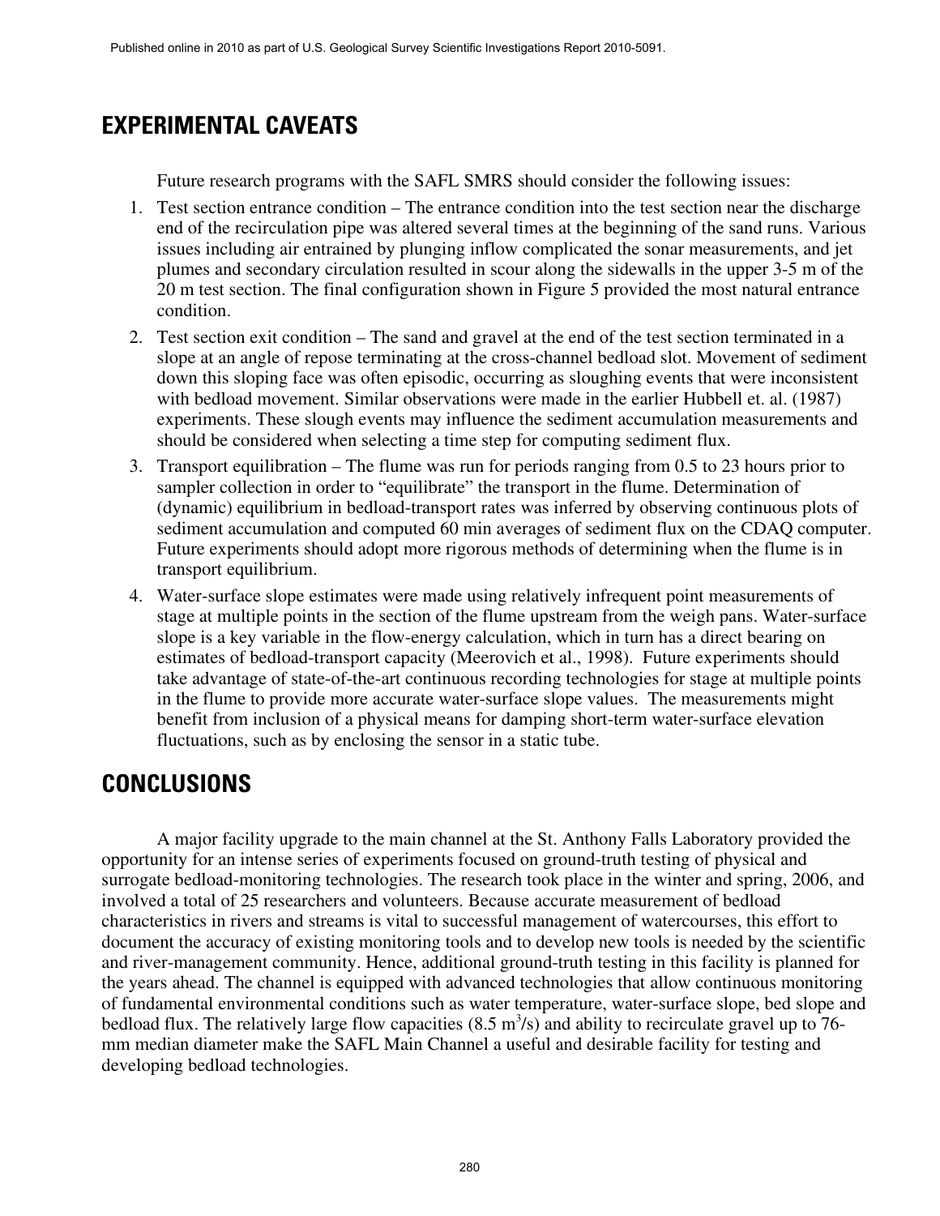## EXPERIMENTAL CAVEATS

Future research programs with the SAFL SMRS should consider the following issues:

1. Test section entrance condition – The entrance condition into the test section near the discharge end of the recirculation pipe was altered several times at the beginning of the sand runs. Various issues including air entrained by plunging inflow complicated the sonar measurements, and jet plumes and secondary circulation resulted in scour along the sidewalls in the upper 3-5 m of the 20 m test section. The final configuration shown in Figure 5 provided the most natural entrance condition.
2. Test section exit condition – The sand and gravel at the end of the test section terminated in a slope at an angle of repose terminating at the cross-channel bedload slot. Movement of sediment down this sloping face was often episodic, occurring as sloughing events that were inconsistent with bedload movement. Similar observations were made in the earlier Hubbell et. al. (1987) experiments. These slough events may influence the sediment accumulation measurements and should be considered when selecting a time step for computing sediment flux.
3. Transport equilibration – The flume was run for periods ranging from 0.5 to 23 hours prior to sampler collection in order to "equilibrate" the transport in the flume. Determination of (dynamic) equilibrium in bedload-transport rates was inferred by observing continuous plots of sediment accumulation and computed 60 min averages of sediment flux on the CDAQ computer. Future experiments should adopt more rigorous methods of determining when the flume is in transport equilibrium.
4. Water-surface slope estimates were made using relatively infrequent point measurements of stage at multiple points in the section of the flume upstream from the weigh pans. Water-surface slope is a key variable in the flow-energy calculation, which in turn has a direct bearing on estimates of bedload-transport capacity (Meerovich et al., 1998). Future experiments should take advantage of state-of-the-art continuous recording technologies for stage at multiple points in the flume to provide more accurate water-surface slope values. The measurements might benefit from inclusion of a physical means for damping short-term water-surface elevation fluctuations, such as by enclosing the sensor in a static tube.

## CONCLUSIONS

A major facility upgrade to the main channel at the St. Anthony Falls Laboratory provided the opportunity for an intense series of experiments focused on ground-truth testing of physical and surrogate bedload-monitoring technologies. The research took place in the winter and spring, 2006, and involved a total of 25 researchers and volunteers. Because accurate measurement of bedload characteristics in rivers and streams is vital to successful management of watercourses, this effort to document the accuracy of existing monitoring tools and to develop new tools is needed by the scientific and river-management community. Hence, additional ground-truth testing in this facility is planned for the years ahead. The channel is equipped with advanced technologies that allow continuous monitoring of fundamental environmental conditions such as water temperature, water-surface slope, bed slope and bedload flux. The relatively large flow capacities (8.5 $m^3/s$) and ability to recirculate gravel up to 76-mm median diameter make the SAFL Main Channel a useful and desirable facility for testing and developing bedload technologies.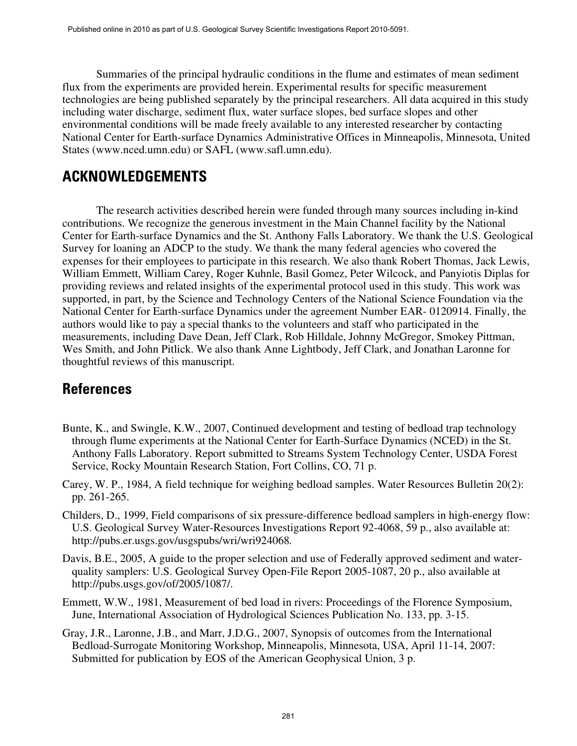Summaries of the principal hydraulic conditions in the flume and estimates of mean sediment flux from the experiments are provided herein. Experimental results for specific measurement technologies are being published separately by the principal researchers. All data acquired in this study including water discharge, sediment flux, water surface slopes, bed surface slopes and other environmental conditions will be made freely available to any interested researcher by contacting National Center for Earth-surface Dynamics Administrative Offices in Minneapolis, Minnesota, United States (www.nced.umn.edu) or SAFL (www.safl.umn.edu).

## ACKNOWLEDGEMENTS

The research activities described herein were funded through many sources including in-kind contributions. We recognize the generous investment in the Main Channel facility by the National Center for Earth-surface Dynamics and the St. Anthony Falls Laboratory. We thank the U.S. Geological Survey for loaning an ADCP to the study. We thank the many federal agencies who covered the expenses for their employees to participate in this research. We also thank Robert Thomas, Jack Lewis, William Emmett, William Carey, Roger Kuhnle, Basil Gomez, Peter Wilcock, and Panyiotis Diplas for providing reviews and related insights of the experimental protocol used in this study. This work was supported, in part, by the Science and Technology Centers of the National Science Foundation via the National Center for Earth-surface Dynamics under the agreement Number EAR- 0120914. Finally, the authors would like to pay a special thanks to the volunteers and staff who participated in the measurements, including Dave Dean, Jeff Clark, Rob Hilldale, Johnny McGregor, Smokey Pittman, Wes Smith, and John Pitlick. We also thank Anne Lightbody, Jeff Clark, and Jonathan Laronne for thoughtful reviews of this manuscript.

## References

Bunte, K., and Swingle, K.W., 2007, Continued development and testing of bedload trap technology through flume experiments at the National Center for Earth-Surface Dynamics (NCED) in the St. Anthony Falls Laboratory. Report submitted to Streams System Technology Center, USDA Forest Service, Rocky Mountain Research Station, Fort Collins, CO, 71 p.

Carey, W. P., 1984, A field technique for weighing bedload samples. Water Resources Bulletin 20(2): pp. 261-265.

Childers, D., 1999, Field comparisons of six pressure-difference bedload samplers in high-energy flow: U.S. Geological Survey Water-Resources Investigations Report 92-4068, 59 p., also available at: http://pubs.er.usgs.gov/usgspubs/wri/wri924068.

Davis, B.E., 2005, A guide to the proper selection and use of Federally approved sediment and water-quality samplers: U.S. Geological Survey Open-File Report 2005-1087, 20 p., also available at http://pubs.usgs.gov/of/2005/1087/.

Emmett, W.W., 1981, Measurement of bed load in rivers: Proceedings of the Florence Symposium, June, International Association of Hydrological Sciences Publication No. 133, pp. 3-15.

Gray, J.R., Laronne, J.B., and Marr, J.D.G., 2007, Synopsis of outcomes from the International Bedload-Surrogate Monitoring Workshop, Minneapolis, Minnesota, USA, April 11-14, 2007: Submitted for publication by EOS of the American Geophysical Union, 3 p.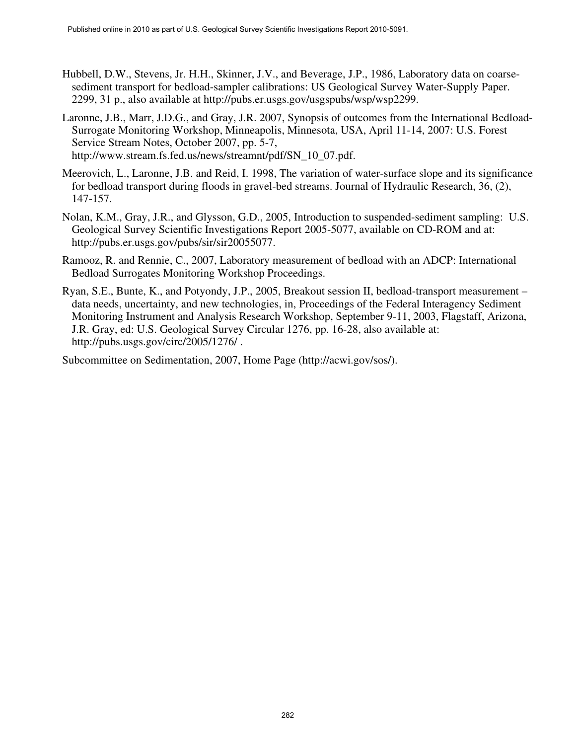Hubbell, D.W., Stevens, Jr. H.H., Skinner, J.V., and Beverage, J.P., 1986, Laboratory data on coarse-sediment transport for bedload-sampler calibrations: US Geological Survey Water-Supply Paper. 2299, 31 p., also available at http://pubs.er.usgs.gov/usgspubs/wsp/wsp2299.

Laronne, J.B., Marr, J.D.G., and Gray, J.R. 2007, Synopsis of outcomes from the International Bedload-Surrogate Monitoring Workshop, Minneapolis, Minnesota, USA, April 11-14, 2007: U.S. Forest Service Stream Notes, October 2007, pp. 5-7, http://www.stream.fs.fed.us/news/streamnt/pdf/SN_10_07.pdf.

Meerovich, L., Laronne, J.B. and Reid, I. 1998, The variation of water-surface slope and its significance for bedload transport during floods in gravel-bed streams. Journal of Hydraulic Research, 36, (2), 147-157.

Nolan, K.M., Gray, J.R., and Glysson, G.D., 2005, Introduction to suspended-sediment sampling: U.S. Geological Survey Scientific Investigations Report 2005-5077, available on CD-ROM and at: http://pubs.er.usgs.gov/pubs/sir/sir20055077.

Ramooz, R. and Rennie, C., 2007, Laboratory measurement of bedload with an ADCP: International Bedload Surrogates Monitoring Workshop Proceedings.

Ryan, S.E., Bunte, K., and Potyondy, J.P., 2005, Breakout session II, bedload-transport measurement – data needs, uncertainty, and new technologies, in, Proceedings of the Federal Interagency Sediment Monitoring Instrument and Analysis Research Workshop, September 9-11, 2003, Flagstaff, Arizona, J.R. Gray, ed: U.S. Geological Survey Circular 1276, pp. 16-28, also available at: http://pubs.usgs.gov/circ/2005/1276/ .

Subcommittee on Sedimentation, 2007, Home Page (http://acwi.gov/sos/).